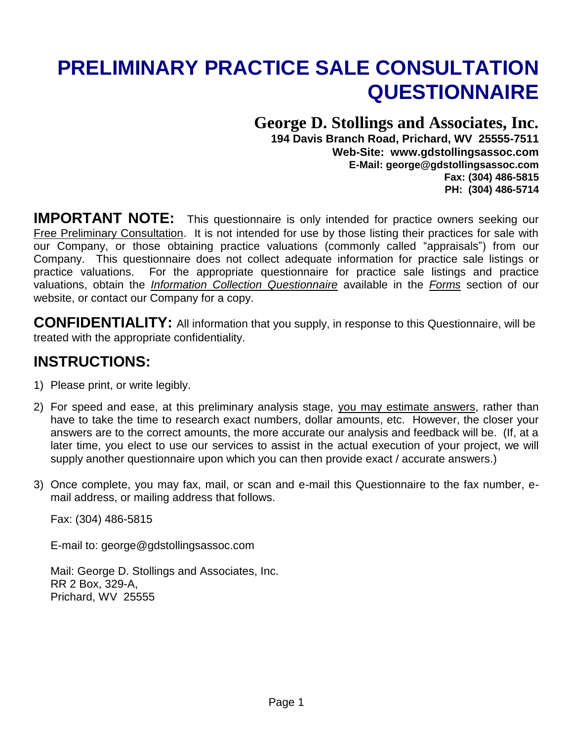# PRELIMINARY PRACTICE SALE CONSULTATION QUESTIONNAIRE

**George D. Stollings and Associates, Inc.**
**194 Davis Branch Road, Prichard, WV 25555-7511**
**Web-Site: www.gdstollingsassoc.com**
**E-Mail: george@gdstollingsassoc.com**
**Fax: (304) 486-5815**
**PH: (304) 486-5714**

**IMPORTANT NOTE:** This questionnaire is only intended for practice owners seeking our Free Preliminary Consultation. It is not intended for use by those listing their practices for sale with our Company, or those obtaining practice valuations (commonly called "appraisals") from our Company. This questionnaire does not collect adequate information for practice sale listings or practice valuations. For the appropriate questionnaire for practice sale listings and practice valuations, obtain the *Information Collection Questionnaire* available in the *Forms* section of our website, or contact our Company for a copy.

**CONFIDENTIALITY:** All information that you supply, in response to this Questionnaire, will be treated with the appropriate confidentiality.

## INSTRUCTIONS:

1) Please print, or write legibly.
2) For speed and ease, at this preliminary analysis stage, you may estimate answers, rather than have to take the time to research exact numbers, dollar amounts, etc. However, the closer your answers are to the correct amounts, the more accurate our analysis and feedback will be. (If, at a later time, you elect to use our services to assist in the actual execution of your project, we will supply another questionnaire upon which you can then provide exact / accurate answers.)
3) Once complete, you may fax, mail, or scan and e-mail this Questionnaire to the fax number, e-mail address, or mailing address that follows.

   Fax: (304) 486-5815

   E-mail to: george@gdstollingsassoc.com

   Mail: George D. Stollings and Associates, Inc.
   RR 2 Box, 329-A,
   Prichard, WV 25555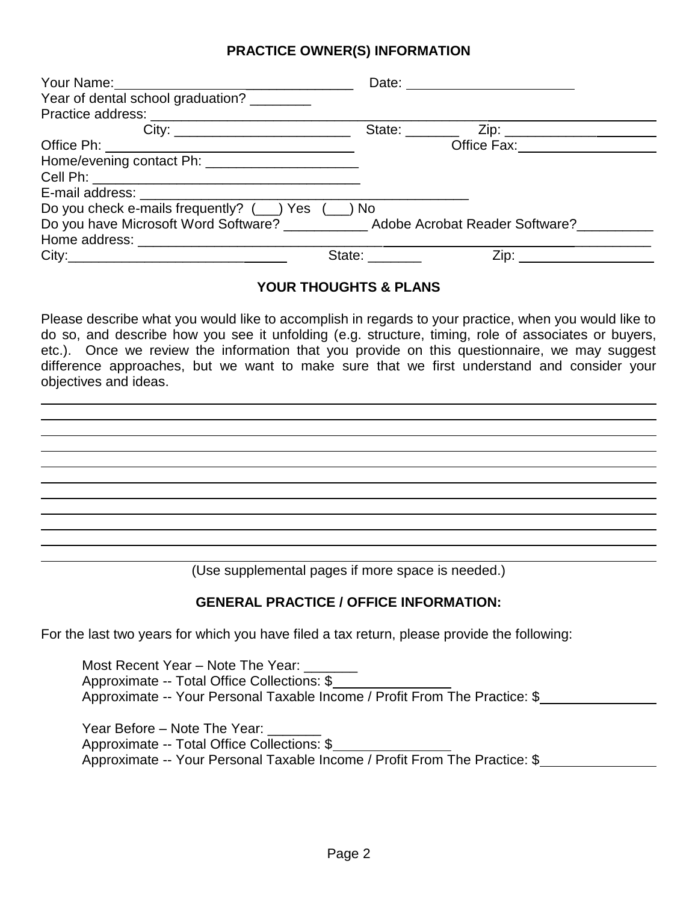## PRACTICE OWNER(S) INFORMATION

Your Name: ______________________________ Date: ______________________

Year of dental school graduation? ________

Practice address: ____________________________________________________________

City: ________________________ State: _______ Zip: ____________________

Office Ph: ______________________________ Office Fax: ____________________

Home/evening contact Ph: ____________________

Cell Ph: ____________________________________

E-mail address: ____________________________________________

Do you check e-mails frequently? (___) Yes (___) No

Do you have Microsoft Word Software? ___________ Adobe Acrobat Reader Software? __________

Home address: ____________________________________________________________

City: ______________________________ State: _______ Zip: ___________________

## YOUR THOUGHTS & PLANS

Please describe what you would like to accomplish in regards to your practice, when you would like to do so, and describe how you see it unfolding (e.g. structure, timing, role of associates or buyers, etc.). Once we review the information that you provide on this questionnaire, we may suggest difference approaches, but we want to make sure that we first understand and consider your objectives and ideas.

______________________________________________________________________________

______________________________________________________________________________

______________________________________________________________________________

______________________________________________________________________________

______________________________________________________________________________

______________________________________________________________________________

______________________________________________________________________________

______________________________________________________________________________

______________________________________________________________________________

______________________________________________________________________________

______________________________________________________________________________

(Use supplemental pages if more space is needed.)

## GENERAL PRACTICE / OFFICE INFORMATION:

For the last two years for which you have filed a tax return, please provide the following:

Most Recent Year – Note The Year: _______

Approximate -- Total Office Collections: $_______________

Approximate -- Your Personal Taxable Income / Profit From The Practice: $_______________

Year Before – Note The Year: _______

Approximate -- Total Office Collections: $_______________

Approximate -- Your Personal Taxable Income / Profit From The Practice: $_______________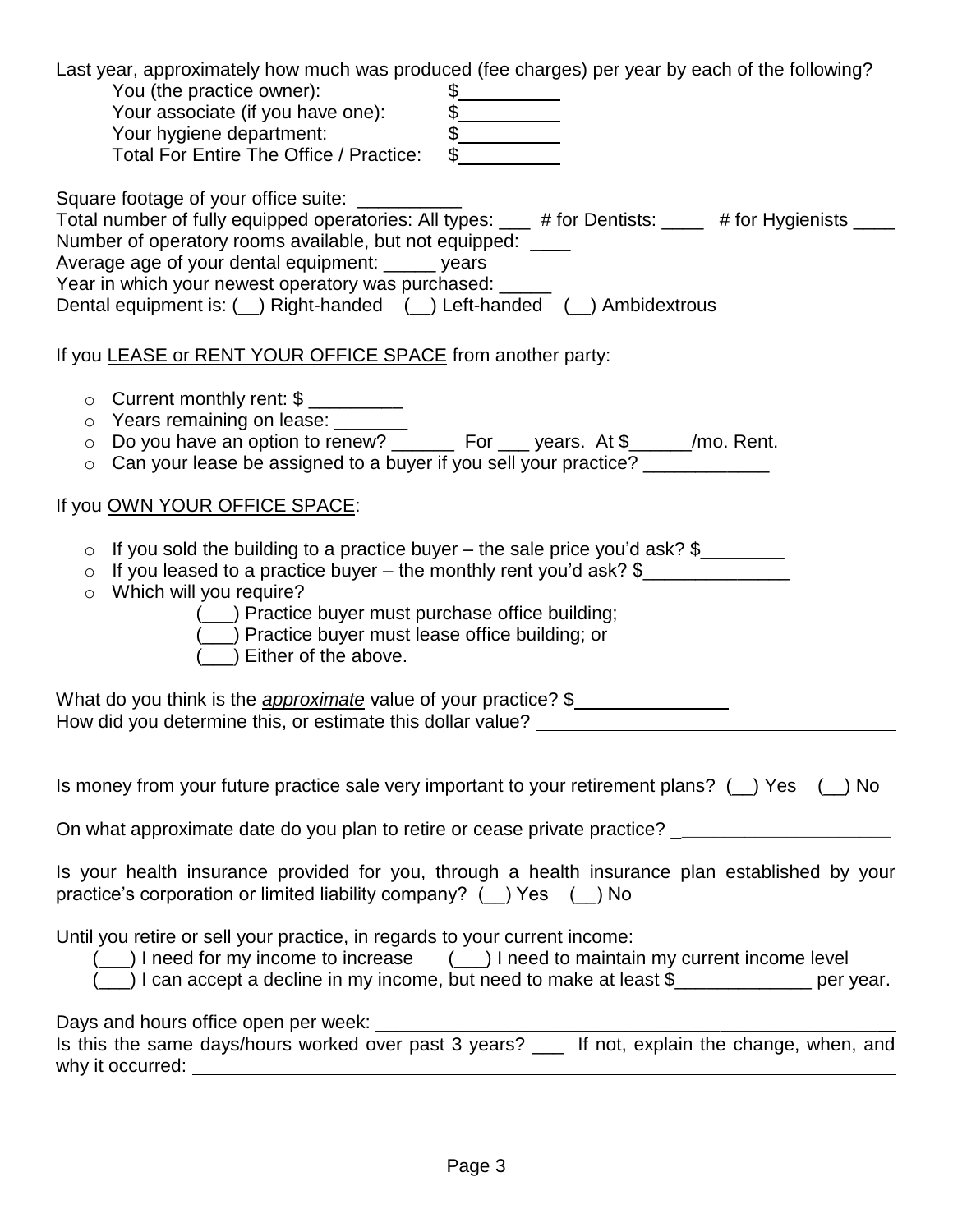Last year, approximately how much was produced (fee charges) per year by each of the following?

You (the practice owner): $__________
Your associate (if you have one): $__________
Your hygiene department: $__________
Total For Entire The Office / Practice: $__________

Square footage of your office suite: __________
Total number of fully equipped operatories: All types: ___ # for Dentists: ____ # for Hygienists ____
Number of operatory rooms available, but not equipped: ____
Average age of your dental equipment: _____ years
Year in which your newest operatory was purchased: _____
Dental equipment is: (__) Right-handed (__) Left-handed (__) Ambidextrous

If you <u>LEASE or RENT YOUR OFFICE SPACE</u> from another party:

- Current monthly rent: $ _________
- Years remaining on lease: _______
- Do you have an option to renew? ______ For ___ years. At $______/mo. Rent.
- Can your lease be assigned to a buyer if you sell your practice? ____________

If you <u>OWN YOUR OFFICE SPACE</u>:

- If you sold the building to a practice buyer – the sale price you'd ask? $________
- If you leased to a practice buyer – the monthly rent you'd ask? $______________
- Which will you require?
  - (___) Practice buyer must purchase office building;
  - (___) Practice buyer must lease office building; or
  - (___) Either of the above.

What do you think is the *approximate* value of your practice? $_______________
How did you determine this, or estimate this dollar value? ____________________________________

________________________________________________________________________________

Is money from your future practice sale very important to your retirement plans? (__) Yes (__) No

On what approximate date do you plan to retire or cease private practice? _____________________

Is your health insurance provided for you, through a health insurance plan established by your practice's corporation or limited liability company? (__) Yes (__) No

Until you retire or sell your practice, in regards to your current income:
(___) I need for my income to increase (___) I need to maintain my current income level
(___) I can accept a decline in my income, but need to make at least $_____________ per year.

Days and hours office open per week: _________________________________________________
Is this the same days/hours worked over past 3 years? ___ If not, explain the change, when, and why it occurred: ____________________________________________________________________

________________________________________________________________________________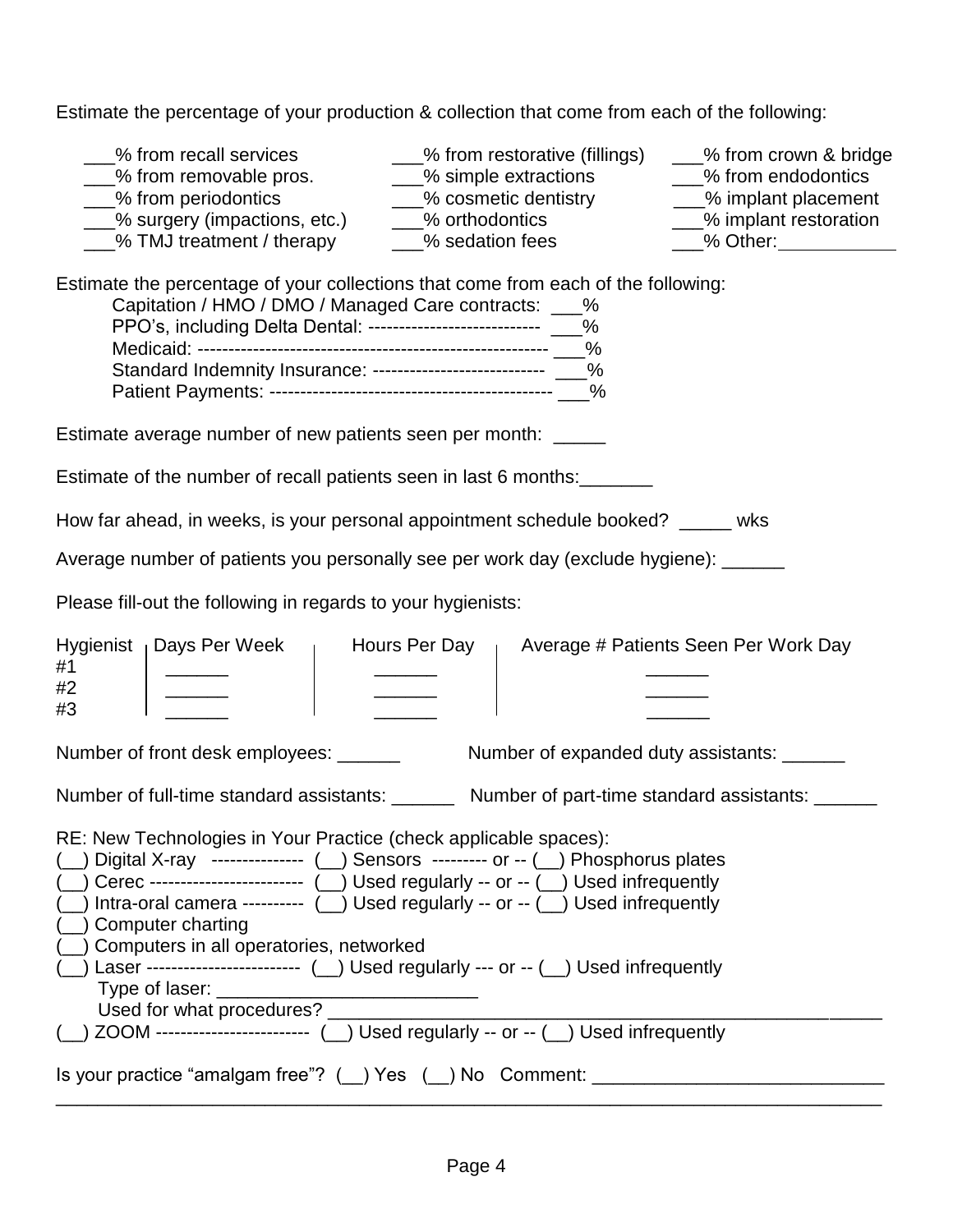Estimate the percentage of your production & collection that come from each of the following:

| | | |
|---|---|---|
| ___% from recall services | ___% from restorative (fillings) | ___% from crown & bridge |
| ___% from removable pros. | ___% simple extractions | ___% from endodontics |
| ___% from periodontics | ___% cosmetic dentistry | ___% implant placement |
| ___% surgery (impactions, etc.) | ___% orthodontics | ___% implant restoration |
| ___% TMJ treatment / therapy | ___% sedation fees | ___% Other:___________ |

Estimate the percentage of your collections that come from each of the following:

- Capitation / HMO / DMO / Managed Care contracts: ___%
- PPO's, including Delta Dental: --------------------------- ___%
- Medicaid: ------------------------------------------------------- ___%
- Standard Indemnity Insurance: --------------------------- ___%
- Patient Payments: -------------------------------------------- ___%

Estimate average number of new patients seen per month: _____

Estimate of the number of recall patients seen in last 6 months:_______

How far ahead, in weeks, is your personal appointment schedule booked? _____ wks

Average number of patients you personally see per work day (exclude hygiene): ______

Please fill-out the following in regards to your hygienists:

| Hygienist | Days Per Week | Hours Per Day | Average # Patients Seen Per Work Day |
|---|---|---|---|
| #1 | ______ | ______ | ______ |
| #2 | ______ | ______ | ______ |
| #3 | ______ | ______ | ______ |

Number of front desk employees: ______ Number of expanded duty assistants: ______

Number of full-time standard assistants: ______ Number of part-time standard assistants: ______

RE: New Technologies in Your Practice (check applicable spaces):

(__) Digital X-ray --------------- (__) Sensors --------- or -- (__) Phosphorus plates
(__) Cerec ------------------------ (__) Used regularly -- or -- (__) Used infrequently
(__) Intra-oral camera ---------- (__) Used regularly -- or -- (__) Used infrequently
(__) Computer charting
(__) Computers in all operatories, networked
(__) Laser ------------------------ (__) Used regularly --- or -- (__) Used infrequently
Type of laser: _________________________
Used for what procedures? _______________________________________________________
(__) ZOOM ------------------------ (__) Used regularly -- or -- (__) Used infrequently

Is your practice "amalgam free"? (__) Yes (__) No Comment: ____________________________
_______________________________________________________________________________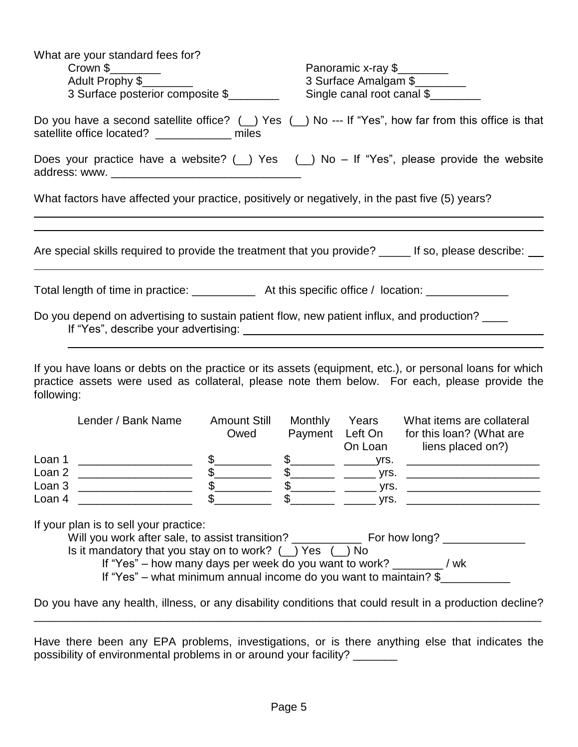What are your standard fees for?

Crown $________ Panoramic x-ray $________

Adult Prophy $________ 3 Surface Amalgam $________

3 Surface posterior composite $________ Single canal root canal $________

Do you have a second satellite office? (__) Yes (__) No --- If "Yes", how far from this office is that satellite office located? ____________ miles

Does your practice have a website? (__) Yes (__) No – If "Yes", please provide the website address: www. ______________________________

What factors have affected your practice, positively or negatively, in the past five (5) years?

______________________________________________________________________________

______________________________________________________________________________

Are special skills required to provide the treatment that you provide? _____ If so, please describe: __

______________________________________________________________________________

Total length of time in practice: __________ At this specific office / location: _____________

Do you depend on advertising to sustain patient flow, new patient influx, and production? ____

If "Yes", describe your advertising: ___________________________________________

______________________________________________________________________________

If you have loans or debts on the practice or its assets (equipment, etc.), or personal loans for which practice assets were used as collateral, please note them below. For each, please provide the following:

| | Lender / Bank Name | Amount Still Owed | Monthly Payment | Years Left On On Loan | What items are collateral for this loan? (What are liens placed on?) |
|---|---|---|---|---|---|
| Loan 1 | __________________ | $_________ | $_______ | _____yrs. | _____________________ |
| Loan 2 | __________________ | $_________ | $_______ | _____ yrs. | _____________________ |
| Loan 3 | __________________ | $_________ | $_______ | _____ yrs. | _____________________ |
| Loan 4 | __________________ | $_________ | $_______ | _____ yrs. | _____________________ |

If your plan is to sell your practice:

Will you work after sale, to assist transition? ___________ For how long? _____________

Is it mandatory that you stay on to work? (__) Yes (__) No

If "Yes" – how many days per week do you want to work? ________ / wk

If "Yes" – what minimum annual income do you want to maintain? $___________

Do you have any health, illness, or any disability conditions that could result in a production decline?

______________________________________________________________________________

Have there been any EPA problems, investigations, or is there anything else that indicates the possibility of environmental problems in or around your facility? _______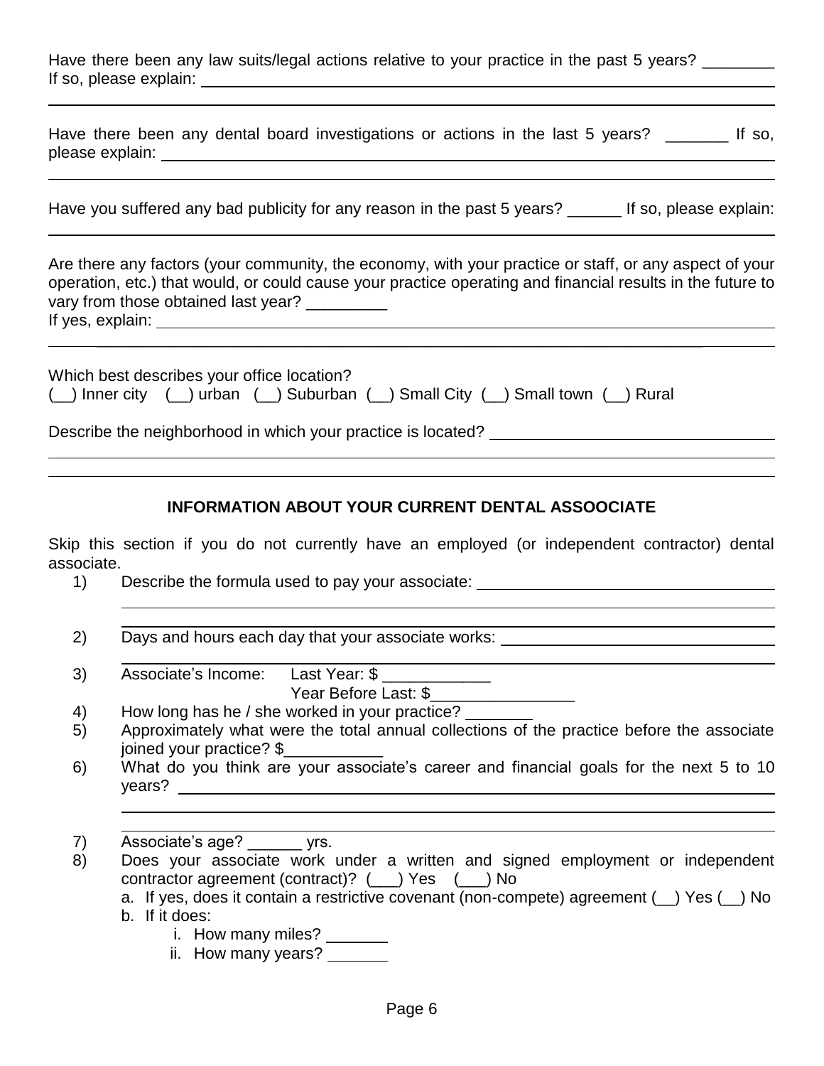Have there been any law suits/legal actions relative to your practice in the past 5 years? ________
If so, please explain: ________________________________________________________________

________________________________________________________________________________

Have there been any dental board investigations or actions in the last 5 years? _______ If so, please explain: ________________________________________________________________

________________________________________________________________________________

Have you suffered any bad publicity for any reason in the past 5 years? ______ If so, please explain:

________________________________________________________________________________

Are there any factors (your community, the economy, with your practice or staff, or any aspect of your operation, etc.) that would, or could cause your practice operating and financial results in the future to vary from those obtained last year? _________
If yes, explain: ________________________________________________________________

________________________________________________________________________________

Which best describes your office location?
(__) Inner city (__) urban (__) Suburban (__) Small City (__) Small town (__) Rural

Describe the neighborhood in which your practice is located? ______________________________

________________________________________________________________________________

________________________________________________________________________________

## INFORMATION ABOUT YOUR CURRENT DENTAL ASSOOCIATE

Skip this section if you do not currently have an employed (or independent contractor) dental associate.

1) Describe the formula used to pay your associate: ______________________________

   ________________________________________________________________________

   ________________________________________________________________________
2) Days and hours each day that your associate works: ______________________________

   ________________________________________________________________________
3) Associate's Income: Last Year: $ ____________
   Year Before Last: $________________
4) How long has he / she worked in your practice? _______
5) Approximately what were the total annual collections of the practice before the associate joined your practice? $___________
6) What do you think are your associate's career and financial goals for the next 5 to 10 years? ________________________________________________________________

   ________________________________________________________________________

   ________________________________________________________________________
7) Associate's age? ______ yrs.
8) Does your associate work under a written and signed employment or independent contractor agreement (contract)? (___) Yes (___) No
   a. If yes, does it contain a restrictive covenant (non-compete) agreement (__) Yes (__) No
   b. If it does:
      i. How many miles? _______
      ii. How many years? _______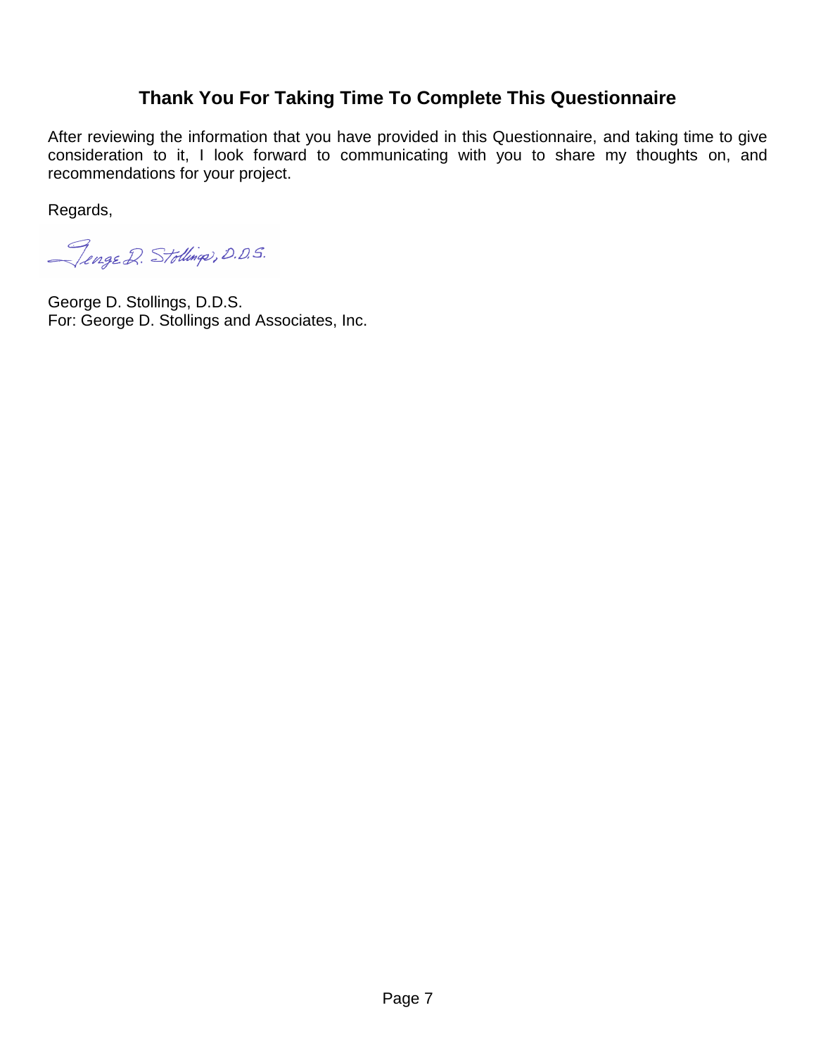## Thank You For Taking Time To Complete This Questionnaire

After reviewing the information that you have provided in this Questionnaire, and taking time to give consideration to it, I look forward to communicating with you to share my thoughts on, and recommendations for your project.

Regards,

George D. Stollings, D.D.S.

George D. Stollings, D.D.S.
For: George D. Stollings and Associates, Inc.